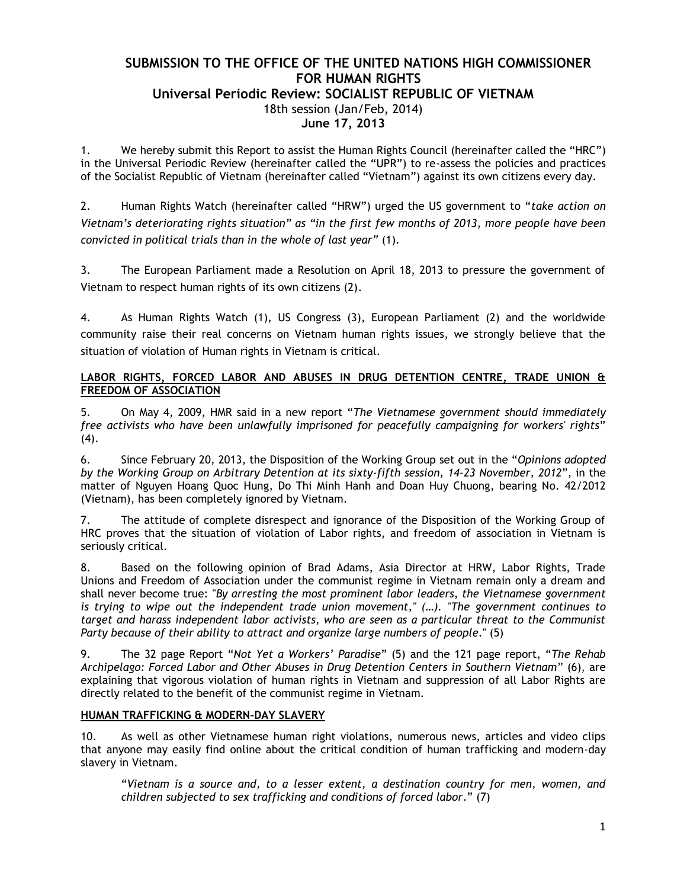# SUBMISSION TO THE OFFICE OF THE UNITED NATIONS HIGH COMMISSIONER FOR HUMAN RIGHTS

## Universal Periodic Review: SOCIALIST REPUBLIC OF VIETNAM

18th session (Jan/Feb, 2014)

**June 17, 2013**

1. We hereby submit this Report to assist the Human Rights Council (hereinafter called the "HRC") in the Universal Periodic Review (hereinafter called the "UPR") to re-assess the policies and practices of the Socialist Republic of Vietnam (hereinafter called "Vietnam") against its own citizens every day.

2. Human Rights Watch (hereinafter called "HRW") urged the US government to "*take action on Vietnam's deteriorating rights situation" as "in the first few months of 2013, more people have been convicted in political trials than in the whole of last year*" (1).

3. The European Parliament made a Resolution on April 18, 2013 to pressure the government of Vietnam to respect human rights of its own citizens (2).

4. As Human Rights Watch (1), US Congress (3), European Parliament (2) and the worldwide community raise their real concerns on Vietnam human rights issues, we strongly believe that the situation of violation of Human rights in Vietnam is critical.

**LABOR RIGHTS, FORCED LABOR AND ABUSES IN DRUG DETENTION CENTRE, TRADE UNION & FREEDOM OF ASSOCIATION**

5. On May 4, 2009, HMR said in a new report "*The Vietnamese government should immediately free activists who have been unlawfully imprisoned for peacefully campaigning for workers' rights*" (4).

6. Since February 20, 2013, the Disposition of the Working Group set out in the "*Opinions adopted by the Working Group on Arbitrary Detention at its sixty-fifth session, 14-23 November, 2012*", in the matter of Nguyen Hoang Quoc Hung, Do Thi Minh Hanh and Doan Huy Chuong, bearing No. 42/2012 (Vietnam), has been completely ignored by Vietnam.

7. The attitude of complete disrespect and ignorance of the Disposition of the Working Group of HRC proves that the situation of violation of Labor rights, and freedom of association in Vietnam is seriously critical.

8. Based on the following opinion of Brad Adams, Asia Director at HRW, Labor Rights, Trade Unions and Freedom of Association under the communist regime in Vietnam remain only a dream and shall never become true: "*By arresting the most prominent labor leaders, the Vietnamese government is trying to wipe out the independent trade union movement," (…). "The government continues to target and harass independent labor activists, who are seen as a particular threat to the Communist Party because of their ability to attract and organize large numbers of people*." (5)

9. The 32 page Report "*Not Yet a Workers' Paradise*" (5) and the 121 page report, "*The Rehab Archipelago: Forced Labor and Other Abuses in Drug Detention Centers in Southern Vietnam*" (6), are explaining that vigorous violation of human rights in Vietnam and suppression of all Labor Rights are directly related to the benefit of the communist regime in Vietnam.

**HUMAN TRAFFICKING & MODERN-DAY SLAVERY**

10. As well as other Vietnamese human right violations, numerous news, articles and video clips that anyone may easily find online about the critical condition of human trafficking and modern-day slavery in Vietnam.

> "*Vietnam is a source and, to a lesser extent, a destination country for men, women, and children subjected to sex trafficking and conditions of forced labor*." (7)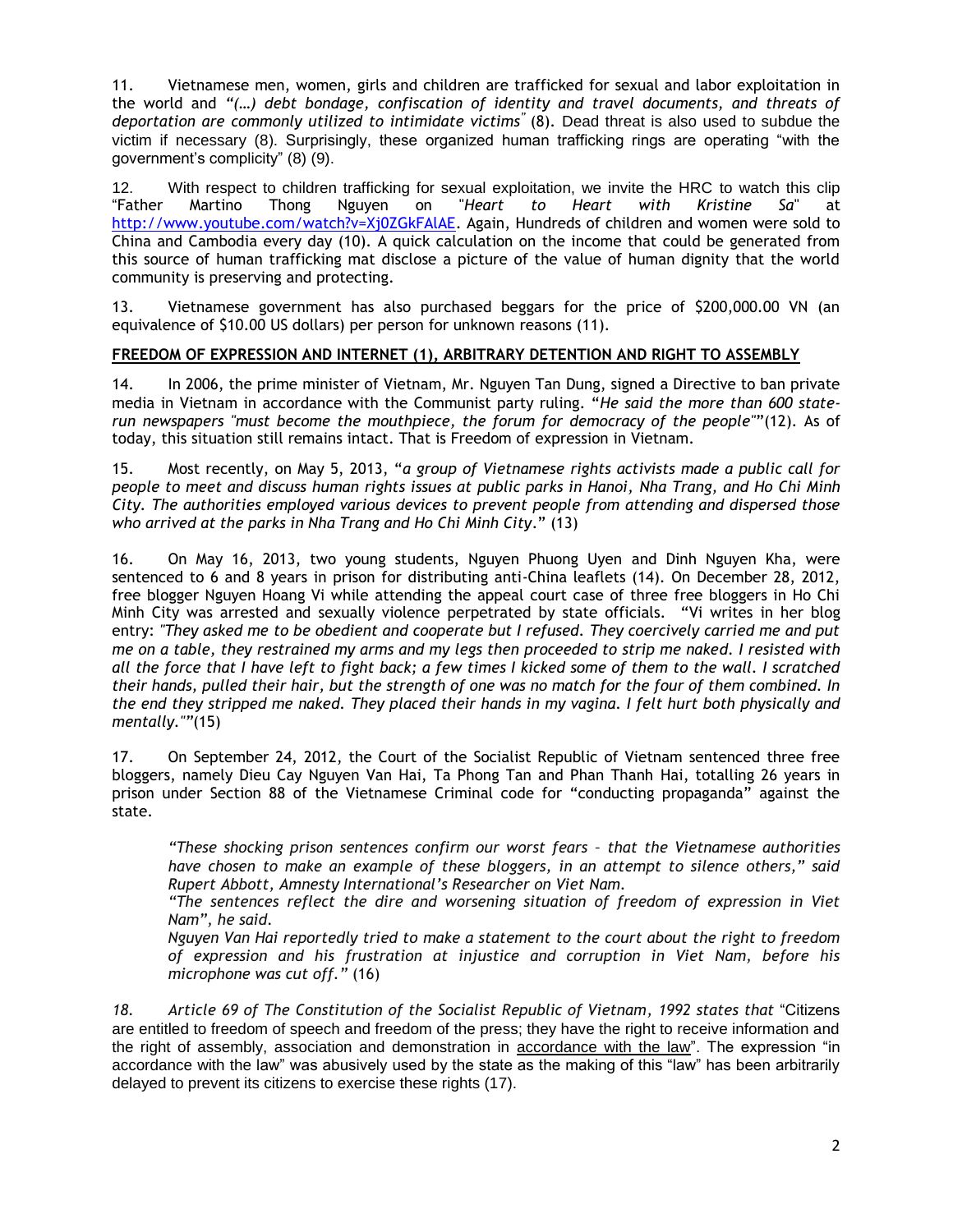11. Vietnamese men, women, girls and children are trafficked for sexual and labor exploitation in the world and *"(…) debt bondage, confiscation of identity and travel documents, and threats of deportation are commonly utilized to intimidate victims"* (8). Dead threat is also used to subdue the victim if necessary (8). Surprisingly, these organized human trafficking rings are operating "with the government's complicity" (8) (9).

12. With respect to children trafficking for sexual exploitation, we invite the HRC to watch this clip "Father Martino Thong Nguyen on "*Heart to Heart with Kristine Sa*" at http://www.youtube.com/watch?v=Xj0ZGkFAlAE. Again, Hundreds of children and women were sold to China and Cambodia every day (10). A quick calculation on the income that could be generated from this source of human trafficking mat disclose a picture of the value of human dignity that the world community is preserving and protecting.

13. Vietnamese government has also purchased beggars for the price of $200,000.00 VN (an equivalence of $10.00 US dollars) per person for unknown reasons (11).

**FREEDOM OF EXPRESSION AND INTERNET (1), ARBITRARY DETENTION AND RIGHT TO ASSEMBLY**

14. In 2006, the prime minister of Vietnam, Mr. Nguyen Tan Dung, signed a Directive to ban private media in Vietnam in accordance with the Communist party ruling. "*He said the more than 600 state-run newspapers "must become the mouthpiece, the forum for democracy of the people"*"(12). As of today, this situation still remains intact. That is Freedom of expression in Vietnam.

15. Most recently, on May 5, 2013, "*a group of Vietnamese rights activists made a public call for people to meet and discuss human rights issues at public parks in Hanoi, Nha Trang, and Ho Chi Minh City. The authorities employed various devices to prevent people from attending and dispersed those who arrived at the parks in Nha Trang and Ho Chi Minh City*." (13)

16. On May 16, 2013, two young students, Nguyen Phuong Uyen and Dinh Nguyen Kha, were sentenced to 6 and 8 years in prison for distributing anti-China leaflets (14). On December 28, 2012, free blogger Nguyen Hoang Vi while attending the appeal court case of three free bloggers in Ho Chi Minh City was arrested and sexually violence perpetrated by state officials. "Vi writes in her blog entry: *"They asked me to be obedient and cooperate but I refused. They coercively carried me and put me on a table, they restrained my arms and my legs then proceeded to strip me naked. I resisted with all the force that I have left to fight back; a few times I kicked some of them to the wall. I scratched their hands, pulled their hair, but the strength of one was no match for the four of them combined. In the end they stripped me naked. They placed their hands in my vagina. I felt hurt both physically and mentally.""*(15)

17. On September 24, 2012, the Court of the Socialist Republic of Vietnam sentenced three free bloggers, namely Dieu Cay Nguyen Van Hai, Ta Phong Tan and Phan Thanh Hai, totalling 26 years in prison under Section 88 of the Vietnamese Criminal code for "conducting propaganda" against the state.

> *"These shocking prison sentences confirm our worst fears – that the Vietnamese authorities have chosen to make an example of these bloggers, in an attempt to silence others," said Rupert Abbott, Amnesty International's Researcher on Viet Nam.*
>
> *"The sentences reflect the dire and worsening situation of freedom of expression in Viet Nam", he said.*
>
> *Nguyen Van Hai reportedly tried to make a statement to the court about the right to freedom of expression and his frustration at injustice and corruption in Viet Nam, before his microphone was cut off."* (16)

*18. Article 69 of The Constitution of the Socialist Republic of Vietnam, 1992 states that* "Citizens are entitled to freedom of speech and freedom of the press; they have the right to receive information and the right of assembly, association and demonstration in accordance with the law". The expression "in accordance with the law" was abusively used by the state as the making of this "law" has been arbitrarily delayed to prevent its citizens to exercise these rights (17).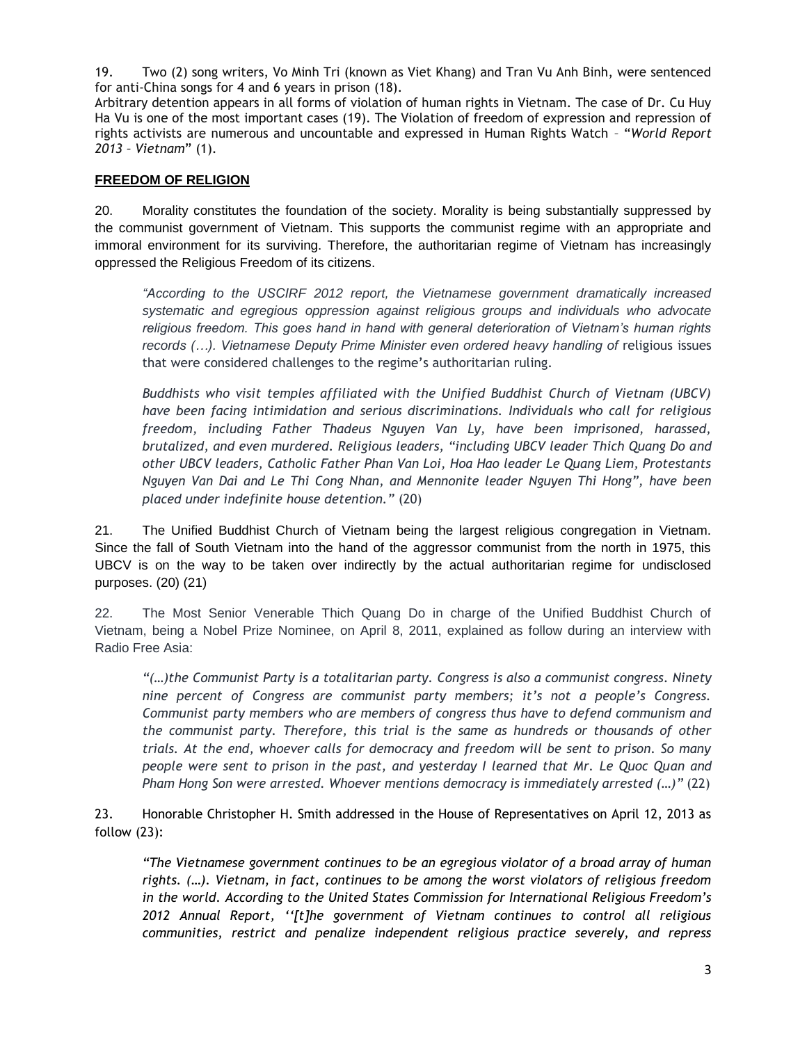19. Two (2) song writers, Vo Minh Tri (known as Viet Khang) and Tran Vu Anh Binh, were sentenced for anti-China songs for 4 and 6 years in prison (18).

Arbitrary detention appears in all forms of violation of human rights in Vietnam. The case of Dr. Cu Huy Ha Vu is one of the most important cases (19). The Violation of freedom of expression and repression of rights activists are numerous and uncountable and expressed in Human Rights Watch – "*World Report 2013 – Vietnam*" (1).

## FREEDOM OF RELIGION

20. Morality constitutes the foundation of the society. Morality is being substantially suppressed by the communist government of Vietnam. This supports the communist regime with an appropriate and immoral environment for its surviving. Therefore, the authoritarian regime of Vietnam has increasingly oppressed the Religious Freedom of its citizens.

> *"According to the USCIRF 2012 report, the Vietnamese government dramatically increased systematic and egregious oppression against religious groups and individuals who advocate religious freedom. This goes hand in hand with general deterioration of Vietnam's human rights records (…). Vietnamese Deputy Prime Minister even ordered heavy handling of* religious issues that were considered challenges to the regime's authoritarian ruling.
>
> *Buddhists who visit temples affiliated with the Unified Buddhist Church of Vietnam (UBCV) have been facing intimidation and serious discriminations. Individuals who call for religious freedom, including Father Thadeus Nguyen Van Ly, have been imprisoned, harassed, brutalized, and even murdered. Religious leaders, "including UBCV leader Thich Quang Do and other UBCV leaders, Catholic Father Phan Van Loi, Hoa Hao leader Le Quang Liem, Protestants Nguyen Van Dai and Le Thi Cong Nhan, and Mennonite leader Nguyen Thi Hong", have been placed under indefinite house detention."* (20)

21. The Unified Buddhist Church of Vietnam being the largest religious congregation in Vietnam. Since the fall of South Vietnam into the hand of the aggressor communist from the north in 1975, this UBCV is on the way to be taken over indirectly by the actual authoritarian regime for undisclosed purposes. (20) (21)

22. The Most Senior Venerable Thich Quang Do in charge of the Unified Buddhist Church of Vietnam, being a Nobel Prize Nominee, on April 8, 2011, explained as follow during an interview with Radio Free Asia:

> *"(…)the Communist Party is a totalitarian party. Congress is also a communist congress. Ninety nine percent of Congress are communist party members; it's not a people's Congress. Communist party members who are members of congress thus have to defend communism and the communist party. Therefore, this trial is the same as hundreds or thousands of other trials. At the end, whoever calls for democracy and freedom will be sent to prison. So many people were sent to prison in the past, and yesterday I learned that Mr. Le Quoc Quan and Pham Hong Son were arrested. Whoever mentions democracy is immediately arrested (…)"* (22)

23. Honorable Christopher H. Smith addressed in the House of Representatives on April 12, 2013 as follow (23):

> *"The Vietnamese government continues to be an egregious violator of a broad array of human rights. (…). Vietnam, in fact, continues to be among the worst violators of religious freedom in the world. According to the United States Commission for International Religious Freedom's 2012 Annual Report, ''[t]he government of Vietnam continues to control all religious communities, restrict and penalize independent religious practice severely, and repress*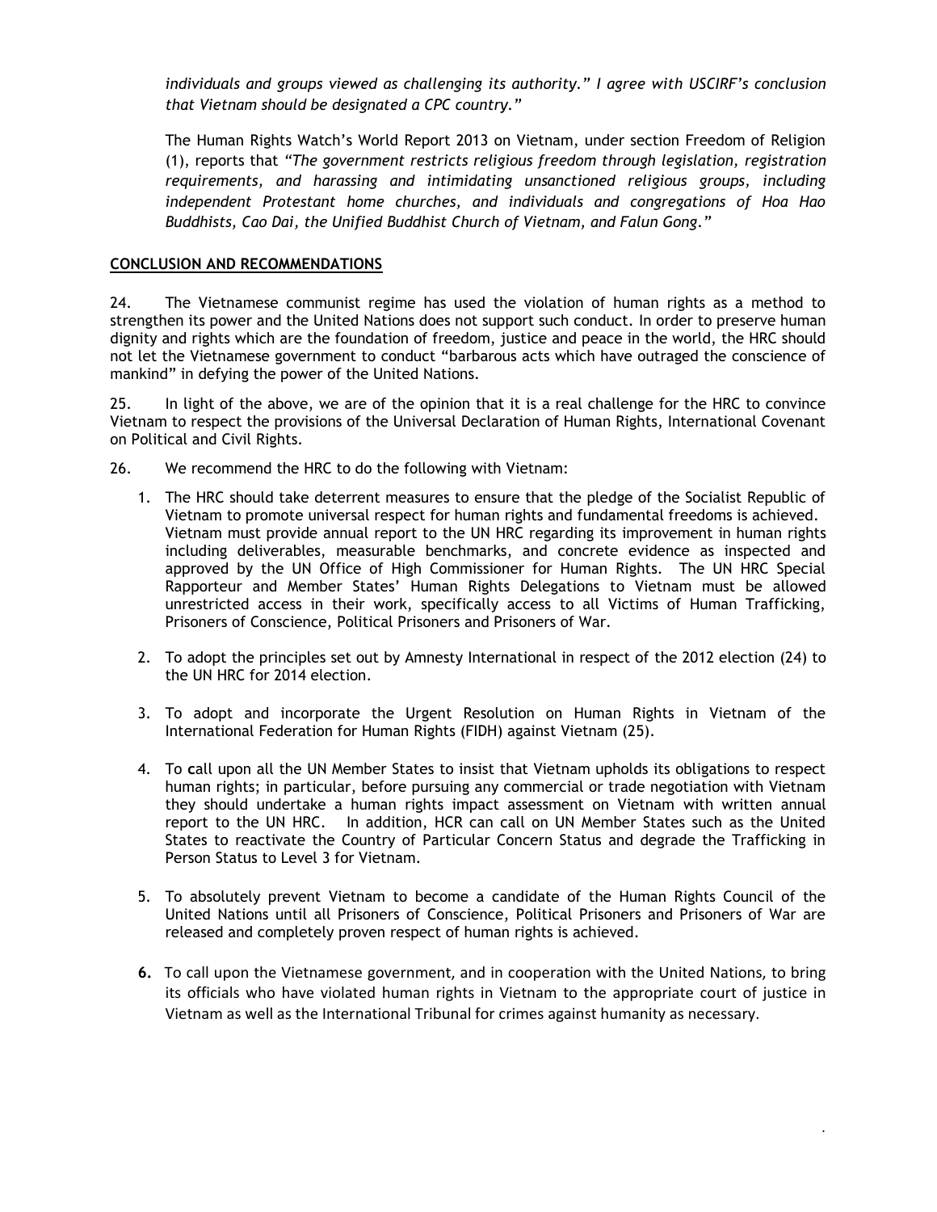*individuals and groups viewed as challenging its authority." I agree with USCIRF's conclusion that Vietnam should be designated a CPC country."*

The Human Rights Watch's World Report 2013 on Vietnam, under section Freedom of Religion (1), reports that *"The government restricts religious freedom through legislation, registration requirements, and harassing and intimidating unsanctioned religious groups, including independent Protestant home churches, and individuals and congregations of Hoa Hao Buddhists, Cao Dai, the Unified Buddhist Church of Vietnam, and Falun Gong."*

**CONCLUSION AND RECOMMENDATIONS**

24. The Vietnamese communist regime has used the violation of human rights as a method to strengthen its power and the United Nations does not support such conduct. In order to preserve human dignity and rights which are the foundation of freedom, justice and peace in the world, the HRC should not let the Vietnamese government to conduct "barbarous acts which have outraged the conscience of mankind" in defying the power of the United Nations.

25. In light of the above, we are of the opinion that it is a real challenge for the HRC to convince Vietnam to respect the provisions of the Universal Declaration of Human Rights, International Covenant on Political and Civil Rights.

26. We recommend the HRC to do the following with Vietnam:

1. The HRC should take deterrent measures to ensure that the pledge of the Socialist Republic of Vietnam to promote universal respect for human rights and fundamental freedoms is achieved. Vietnam must provide annual report to the UN HRC regarding its improvement in human rights including deliverables, measurable benchmarks, and concrete evidence as inspected and approved by the UN Office of High Commissioner for Human Rights. The UN HRC Special Rapporteur and Member States' Human Rights Delegations to Vietnam must be allowed unrestricted access in their work, specifically access to all Victims of Human Trafficking, Prisoners of Conscience, Political Prisoners and Prisoners of War.

2. To adopt the principles set out by Amnesty International in respect of the 2012 election (24) to the UN HRC for 2014 election.

3. To adopt and incorporate the Urgent Resolution on Human Rights in Vietnam of the International Federation for Human Rights (FIDH) against Vietnam (25).

4. To call upon all the UN Member States to insist that Vietnam upholds its obligations to respect human rights; in particular, before pursuing any commercial or trade negotiation with Vietnam they should undertake a human rights impact assessment on Vietnam with written annual report to the UN HRC. In addition, HCR can call on UN Member States such as the United States to reactivate the Country of Particular Concern Status and degrade the Trafficking in Person Status to Level 3 for Vietnam.

5. To absolutely prevent Vietnam to become a candidate of the Human Rights Council of the United Nations until all Prisoners of Conscience, Political Prisoners and Prisoners of War are released and completely proven respect of human rights is achieved.

6. To call upon the Vietnamese government, and in cooperation with the United Nations, to bring its officials who have violated human rights in Vietnam to the appropriate court of justice in Vietnam as well as the International Tribunal for crimes against humanity as necessary.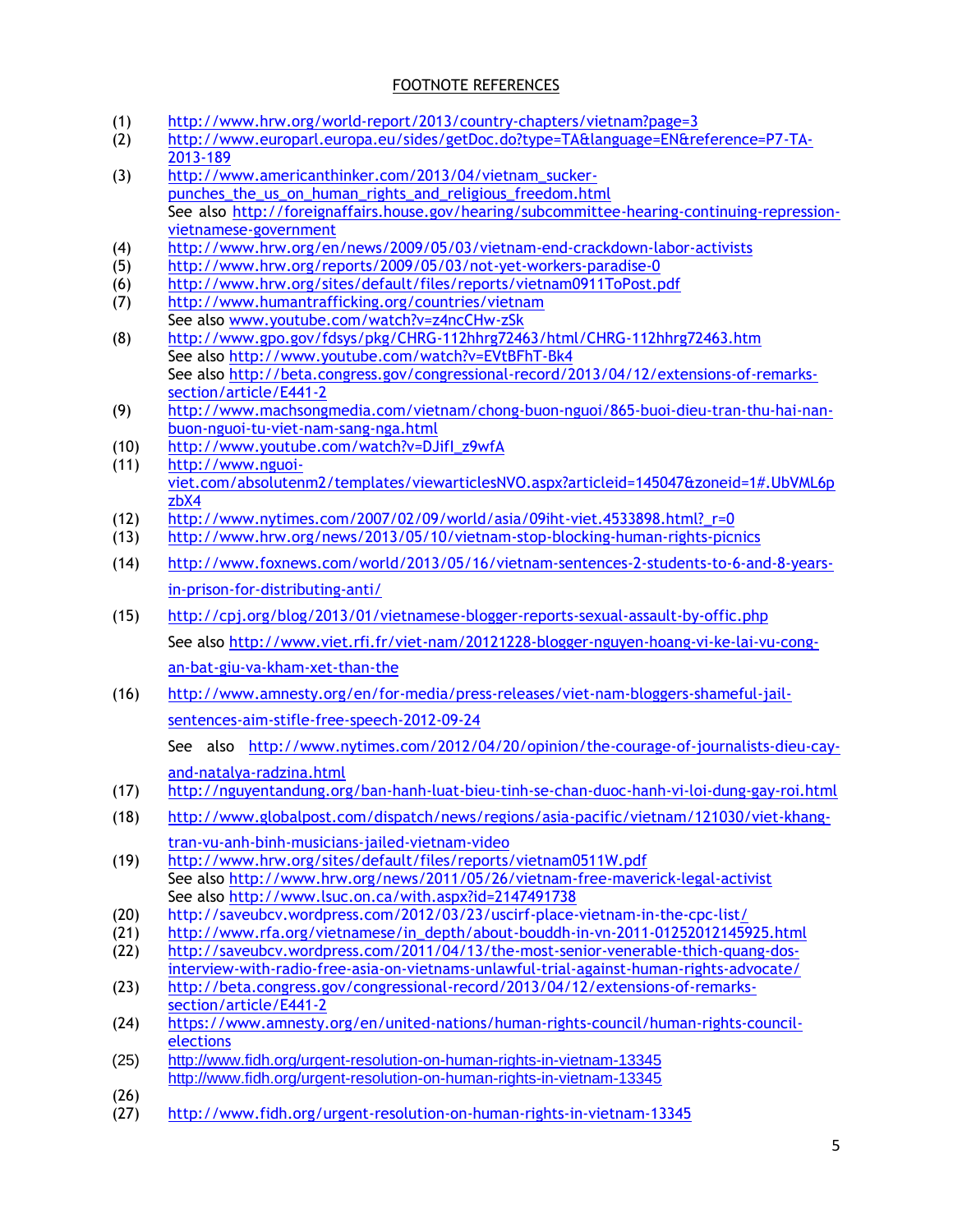FOOTNOTE REFERENCES

(1) http://www.hrw.org/world-report/2013/country-chapters/vietnam?page=3
(2) http://www.europarl.europa.eu/sides/getDoc.do?type=TA&language=EN&reference=P7-TA-2013-189
(3) http://www.americanthinker.com/2013/04/vietnam_sucker-punches_the_us_on_human_rights_and_religious_freedom.html
See also http://foreignaffairs.house.gov/hearing/subcommittee-hearing-continuing-repression-vietnamese-government
(4) http://www.hrw.org/en/news/2009/05/03/vietnam-end-crackdown-labor-activists
(5) http://www.hrw.org/reports/2009/05/03/not-yet-workers-paradise-0
(6) http://www.hrw.org/sites/default/files/reports/vietnam0911ToPost.pdf
(7) http://www.humantrafficking.org/countries/vietnam
See also www.youtube.com/watch?v=z4ncCHw-zSk
(8) http://www.gpo.gov/fdsys/pkg/CHRG-112hhrg72463/html/CHRG-112hhrg72463.htm
See also http://www.youtube.com/watch?v=EVtBFhT-Bk4
See also http://beta.congress.gov/congressional-record/2013/04/12/extensions-of-remarks-section/article/E441-2
(9) http://www.machsongmedia.com/vietnam/chong-buon-nguoi/865-buoi-dieu-tran-thu-hai-nan-buon-nguoi-tu-viet-nam-sang-nga.html
(10) http://www.youtube.com/watch?v=DJifI_z9wfA
(11) http://www.nguoi-viet.com/absolutenm2/templates/viewarticlesNVO.aspx?articleid=145047&zoneid=1#.UbVML6pzbX4
(12) http://www.nytimes.com/2007/02/09/world/asia/09iht-viet.4533898.html?_r=0
(13) http://www.hrw.org/news/2013/05/10/vietnam-stop-blocking-human-rights-picnics
(14) http://www.foxnews.com/world/2013/05/16/vietnam-sentences-2-students-to-6-and-8-years-in-prison-for-distributing-anti/
(15) http://cpj.org/blog/2013/01/vietnamese-blogger-reports-sexual-assault-by-offic.php
See also http://www.viet.rfi.fr/viet-nam/20121228-blogger-nguyen-hoang-vi-ke-lai-vu-cong-an-bat-giu-va-kham-xet-than-the
(16) http://www.amnesty.org/en/for-media/press-releases/viet-nam-bloggers-shameful-jail-sentences-aim-stifle-free-speech-2012-09-24
See also http://www.nytimes.com/2012/04/20/opinion/the-courage-of-journalists-dieu-cay-and-natalya-radzina.html
(17) http://nguyentandung.org/ban-hanh-luat-bieu-tinh-se-chan-duoc-hanh-vi-loi-dung-gay-roi.html
(18) http://www.globalpost.com/dispatch/news/regions/asia-pacific/vietnam/121030/viet-khang-tran-vu-anh-binh-musicians-jailed-vietnam-video
(19) http://www.hrw.org/sites/default/files/reports/vietnam0511W.pdf
See also http://www.hrw.org/news/2011/05/26/vietnam-free-maverick-legal-activist
See also http://www.lsuc.on.ca/with.aspx?id=2147491738
(20) http://saveubcv.wordpress.com/2012/03/23/uscirf-place-vietnam-in-the-cpc-list/
(21) http://www.rfa.org/vietnamese/in_depth/about-bouddh-in-vn-2011-01252012145925.html
(22) http://saveubcv.wordpress.com/2011/04/13/the-most-senior-venerable-thich-quang-dos-interview-with-radio-free-asia-on-vietnams-unlawful-trial-against-human-rights-advocate/
(23) http://beta.congress.gov/congressional-record/2013/04/12/extensions-of-remarks-section/article/E441-2
(24) https://www.amnesty.org/en/united-nations/human-rights-council/human-rights-council-elections
(25) http://www.fidh.org/urgent-resolution-on-human-rights-in-vietnam-13345
http://www.fidh.org/urgent-resolution-on-human-rights-in-vietnam-13345
(26)
(27) http://www.fidh.org/urgent-resolution-on-human-rights-in-vietnam-13345